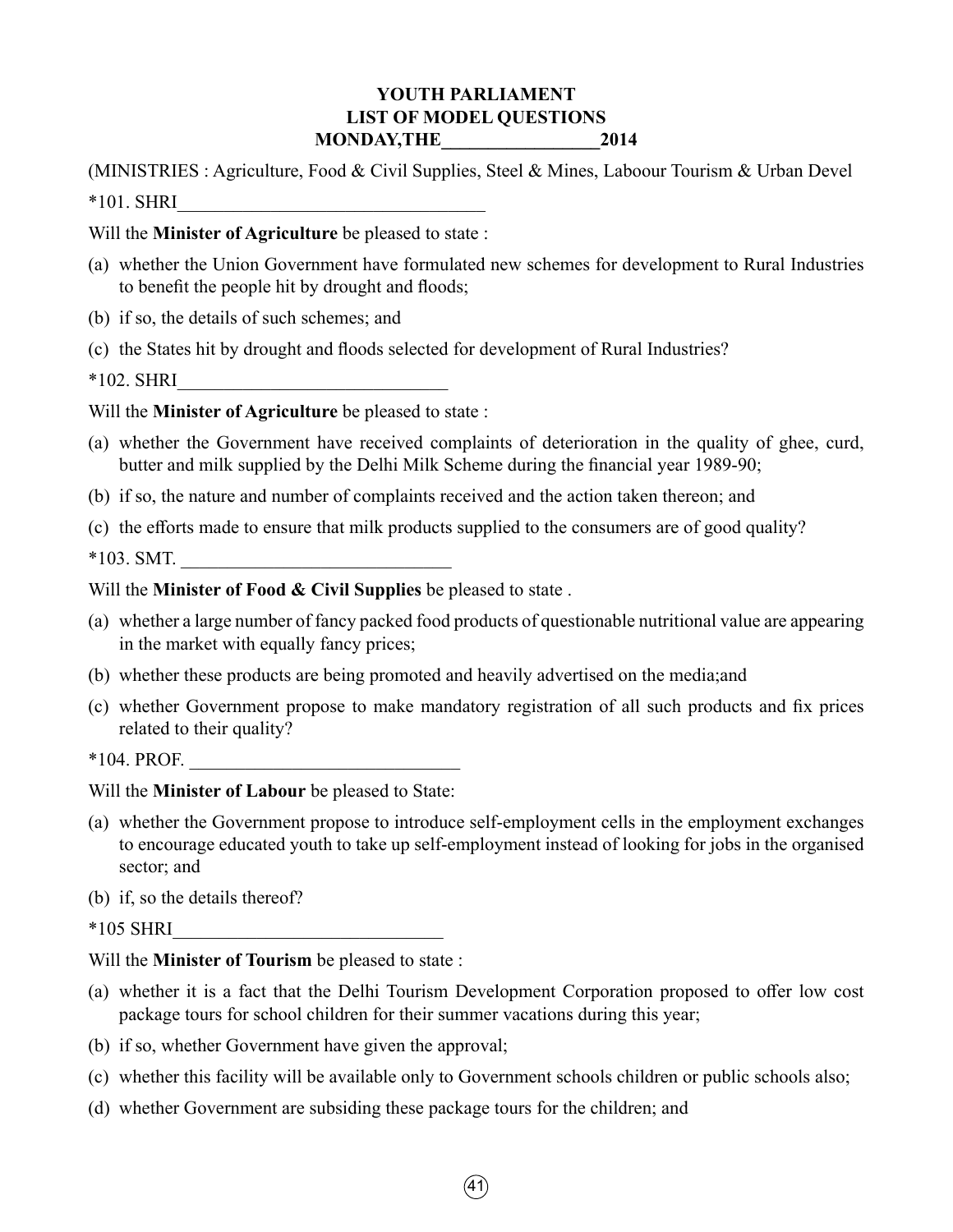# YOUTH PARLIAMENT
## LIST OF MODEL QUESTIONS
## MONDAY,THE_________________2014

(MINISTRIES : Agriculture, Food & Civil Supplies, Steel & Mines, Laboour Tourism & Urban Devel

*101. SHRI_________________________________

Will the **Minister of Agriculture** be pleased to state :

(a) whether the Union Government have formulated new schemes for development to Rural Industries to benefit the people hit by drought and floods;

(b) if so, the details of such schemes; and

(c) the States hit by drought and floods selected for development of Rural Industries?

*102. SHRI_____________________________

Will the **Minister of Agriculture** be pleased to state :

(a) whether the Government have received complaints of deterioration in the quality of ghee, curd, butter and milk supplied by the Delhi Milk Scheme during the financial year 1989-90;

(b) if so, the nature and number of complaints received and the action taken thereon; and

(c) the efforts made to ensure that milk products supplied to the consumers are of good quality?

*103. SMT. _____________________________

Will the **Minister of Food & Civil Supplies** be pleased to state .

(a) whether a large number of fancy packed food products of questionable nutritional value are appearing in the market with equally fancy prices;

(b) whether these products are being promoted and heavily advertised on the media;and

(c) whether Government propose to make mandatory registration of all such products and fix prices related to their quality?

*104. PROF. _____________________________

Will the **Minister of Labour** be pleased to State:

(a) whether the Government propose to introduce self-employment cells in the employment exchanges to encourage educated youth to take up self-employment instead of looking for jobs in the organised sector; and

(b) if, so the details thereof?

*105 SHRI_____________________________

Will the **Minister of Tourism** be pleased to state :

(a) whether it is a fact that the Delhi Tourism Development Corporation proposed to offer low cost package tours for school children for their summer vacations during this year;

(b) if so, whether Government have given the approval;

(c) whether this facility will be available only to Government schools children or public schools also;

(d) whether Government are subsiding these package tours for the children; and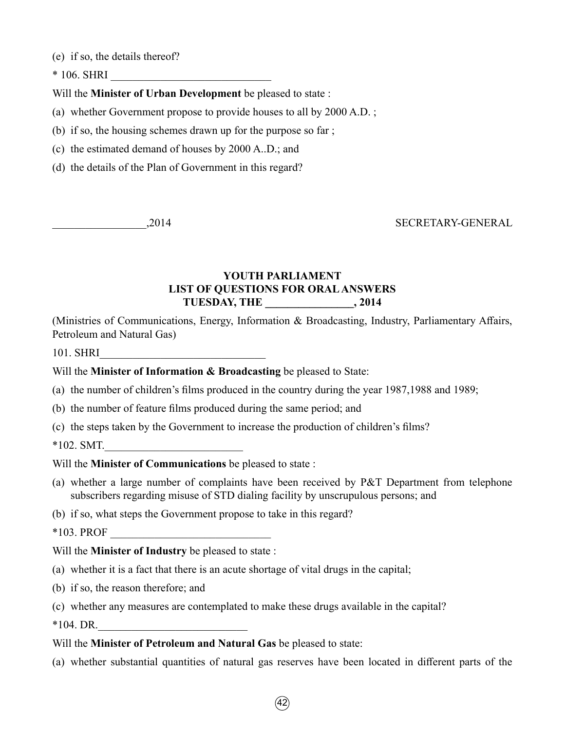(e) if so, the details thereof?

* 106. SHRI ____________________________

Will the **Minister of Urban Development** be pleased to state :

(a) whether Government propose to provide houses to all by 2000 A.D. ;

(b) if so, the housing schemes drawn up for the purpose so far ;

(c) the estimated demand of houses by 2000 A..D.; and

(d) the details of the Plan of Government in this regard?

________________,2014 SECRETARY-GENERAL

**YOUTH PARLIAMENT**
**LIST OF QUESTIONS FOR ORAL ANSWERS**
**TUESDAY, THE _______________, 2014**

(Ministries of Communications, Energy, Information & Broadcasting, Industry, Parliamentary Affairs, Petroleum and Natural Gas)

101. SHRI_____________________________

Will the **Minister of Information & Broadcasting** be pleased to State:

(a) the number of children's films produced in the country during the year 1987,1988 and 1989;

(b) the number of feature films produced during the same period; and

(c) the steps taken by the Government to increase the production of children's films?

*102. SMT.________________________

Will the **Minister of Communications** be pleased to state :

(a) whether a large number of complaints have been received by P&T Department from telephone subscribers regarding misuse of STD dialing facility by unscrupulous persons; and

(b) if so, what steps the Government propose to take in this regard?

*103. PROF ____________________________

Will the **Minister of Industry** be pleased to state :

(a) whether it is a fact that there is an acute shortage of vital drugs in the capital;

(b) if so, the reason therefore; and

(c) whether any measures are contemplated to make these drugs available in the capital?

*104. DR.__________________________

Will the **Minister of Petroleum and Natural Gas** be pleased to state:

(a) whether substantial quantities of natural gas reserves have been located in different parts of the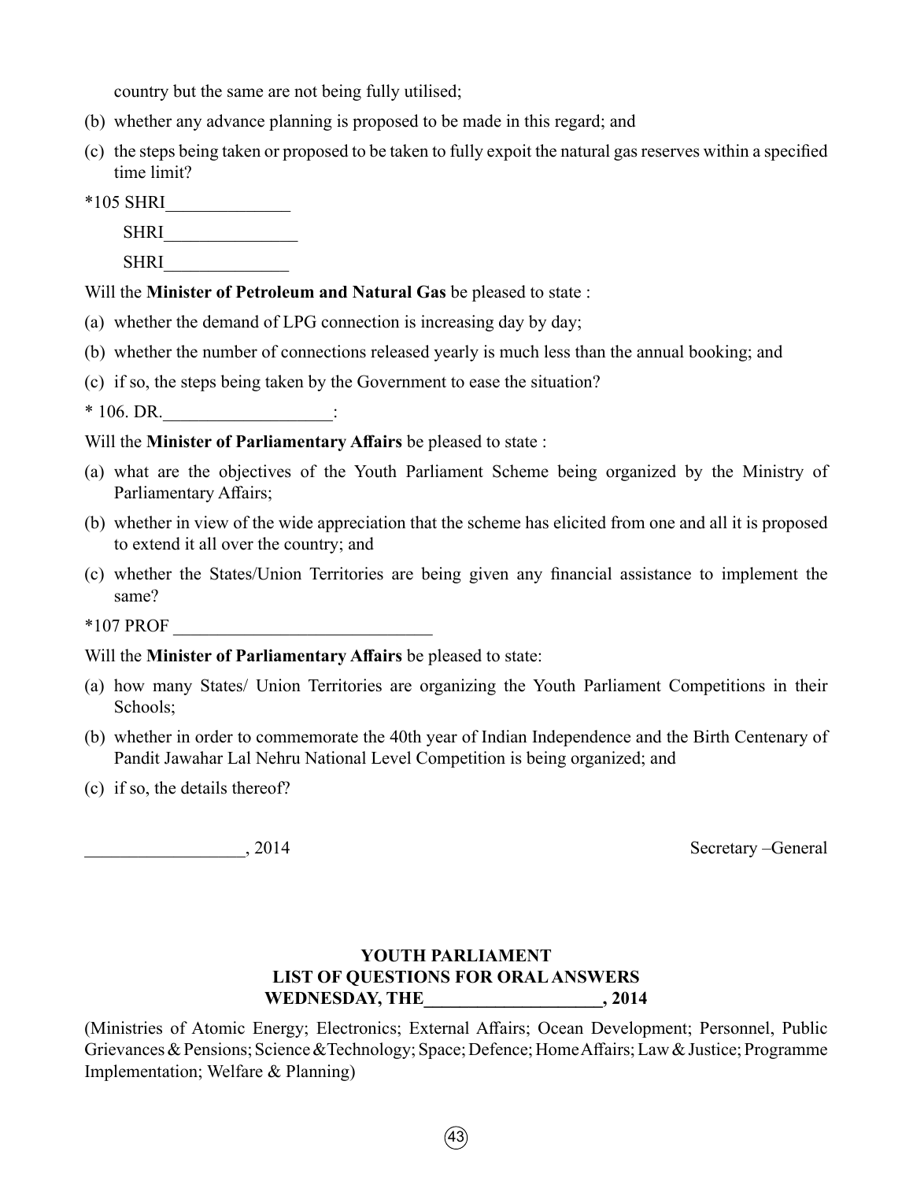country but the same are not being fully utilised;

(b) whether any advance planning is proposed to be made in this regard; and

(c) the steps being taken or proposed to be taken to fully expoit the natural gas reserves within a specified time limit?

*105 SHRI______________

SHRI_______________

SHRI______________

Will the **Minister of Petroleum and Natural Gas** be pleased to state :

(a) whether the demand of LPG connection is increasing day by day;

(b) whether the number of connections released yearly is much less than the annual booking; and

(c) if so, the steps being taken by the Government to ease the situation?

* 106. DR.___________________:

Will the **Minister of Parliamentary Affairs** be pleased to state :

(a) what are the objectives of the Youth Parliament Scheme being organized by the Ministry of Parliamentary Affairs;

(b) whether in view of the wide appreciation that the scheme has elicited from one and all it is proposed to extend it all over the country; and

(c) whether the States/Union Territories are being given any financial assistance to implement the same?

*107 PROF _____________________________

Will the **Minister of Parliamentary Affairs** be pleased to state:

(a) how many States/ Union Territories are organizing the Youth Parliament Competitions in their Schools;

(b) whether in order to commemorate the 40th year of Indian Independence and the Birth Centenary of Pandit Jawahar Lal Nehru National Level Competition is being organized; and

(c) if so, the details thereof?

_________________, 2014 Secretary –General

**YOUTH PARLIAMENT**
**LIST OF QUESTIONS FOR ORAL ANSWERS**
**WEDNESDAY, THE____________________, 2014**

(Ministries of Atomic Energy; Electronics; External Affairs; Ocean Development; Personnel, Public Grievances & Pensions; Science &Technology; Space; Defence; Home Affairs; Law & Justice; Programme Implementation; Welfare & Planning)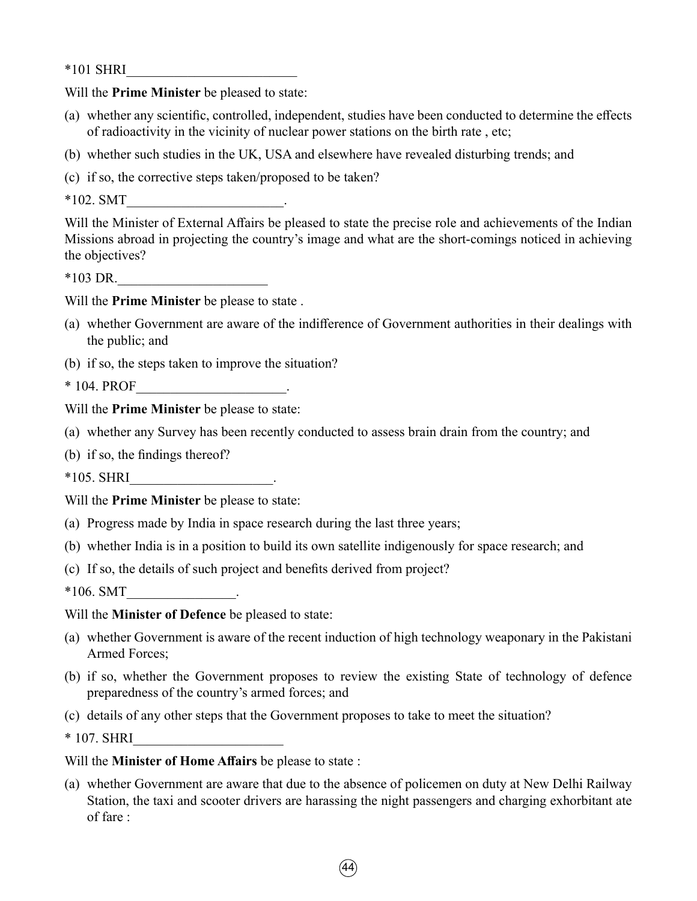*101 SHRI_________________________

Will the **Prime Minister** be pleased to state:

(a) whether any scientific, controlled, independent, studies have been conducted to determine the effects of radioactivity in the vicinity of nuclear power stations on the birth rate , etc;

(b) whether such studies in the UK, USA and elsewhere have revealed disturbing trends; and

(c) if so, the corrective steps taken/proposed to be taken?

*102. SMT_______________________.

Will the Minister of External Affairs be pleased to state the precise role and achievements of the Indian Missions abroad in projecting the country's image and what are the short-comings noticed in achieving the objectives?

*103 DR.______________________

Will the **Prime Minister** be please to state .

(a) whether Government are aware of the indifference of Government authorities in their dealings with the public; and

(b) if so, the steps taken to improve the situation?

* 104. PROF______________________.

Will the **Prime Minister** be please to state:

(a) whether any Survey has been recently conducted to assess brain drain from the country; and

(b) if so, the findings thereof?

*105. SHRI_____________________.

Will the **Prime Minister** be please to state:

(a) Progress made by India in space research during the last three years;

(b) whether India is in a position to build its own satellite indigenously for space research; and

(c) If so, the details of such project and benefits derived from project?

*106. SMT________________.

Will the **Minister of Defence** be pleased to state:

(a) whether Government is aware of the recent induction of high technology weaponary in the Pakistani Armed Forces;

(b) if so, whether the Government proposes to review the existing State of technology of defence preparedness of the country's armed forces; and

(c) details of any other steps that the Government proposes to take to meet the situation?

* 107. SHRI______________________

Will the **Minister of Home Affairs** be please to state :

(a) whether Government are aware that due to the absence of policemen on duty at New Delhi Railway Station, the taxi and scooter drivers are harassing the night passengers and charging exhorbitant ate of fare :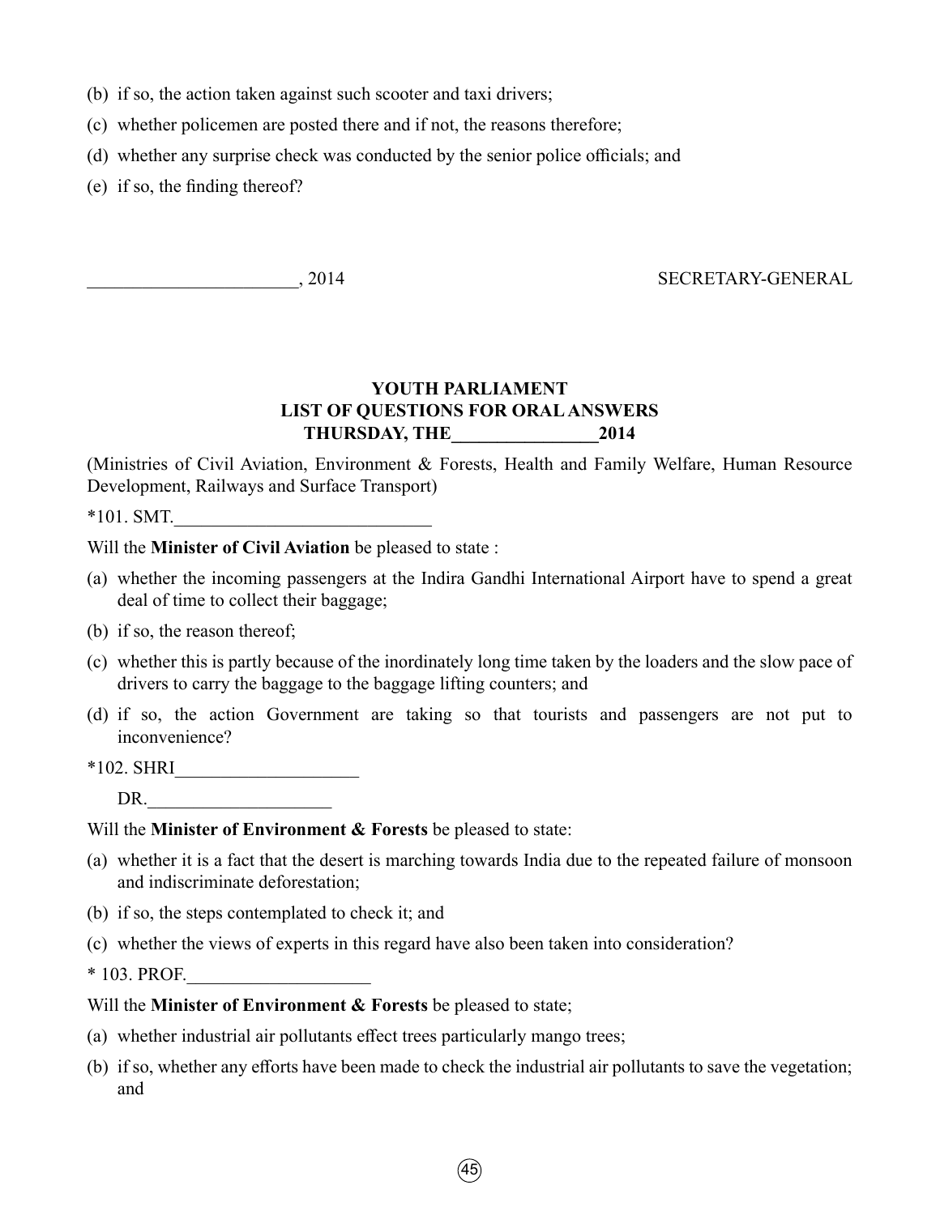(b) if so, the action taken against such scooter and taxi drivers;

(c) whether policemen are posted there and if not, the reasons therefore;

(d) whether any surprise check was conducted by the senior police officials; and

(e) if so, the finding thereof?

______________________, 2014 SECRETARY-GENERAL

**YOUTH PARLIAMENT**
**LIST OF QUESTIONS FOR ORAL ANSWERS**
**THURSDAY, THE________________2014**

(Ministries of Civil Aviation, Environment & Forests, Health and Family Welfare, Human Resource Development, Railways and Surface Transport)

*101. SMT.____________________________

Will the **Minister of Civil Aviation** be pleased to state :

(a) whether the incoming passengers at the Indira Gandhi International Airport have to spend a great deal of time to collect their baggage;

(b) if so, the reason thereof;

(c) whether this is partly because of the inordinately long time taken by the loaders and the slow pace of drivers to carry the baggage to the baggage lifting counters; and

(d) if so, the action Government are taking so that tourists and passengers are not put to inconvenience?

*102. SHRI____________________

DR.____________________

Will the **Minister of Environment & Forests** be pleased to state:

(a) whether it is a fact that the desert is marching towards India due to the repeated failure of monsoon and indiscriminate deforestation;

(b) if so, the steps contemplated to check it; and

(c) whether the views of experts in this regard have also been taken into consideration?

* 103. PROF.____________________

Will the **Minister of Environment & Forests** be pleased to state;

(a) whether industrial air pollutants effect trees particularly mango trees;

(b) if so, whether any efforts have been made to check the industrial air pollutants to save the vegetation; and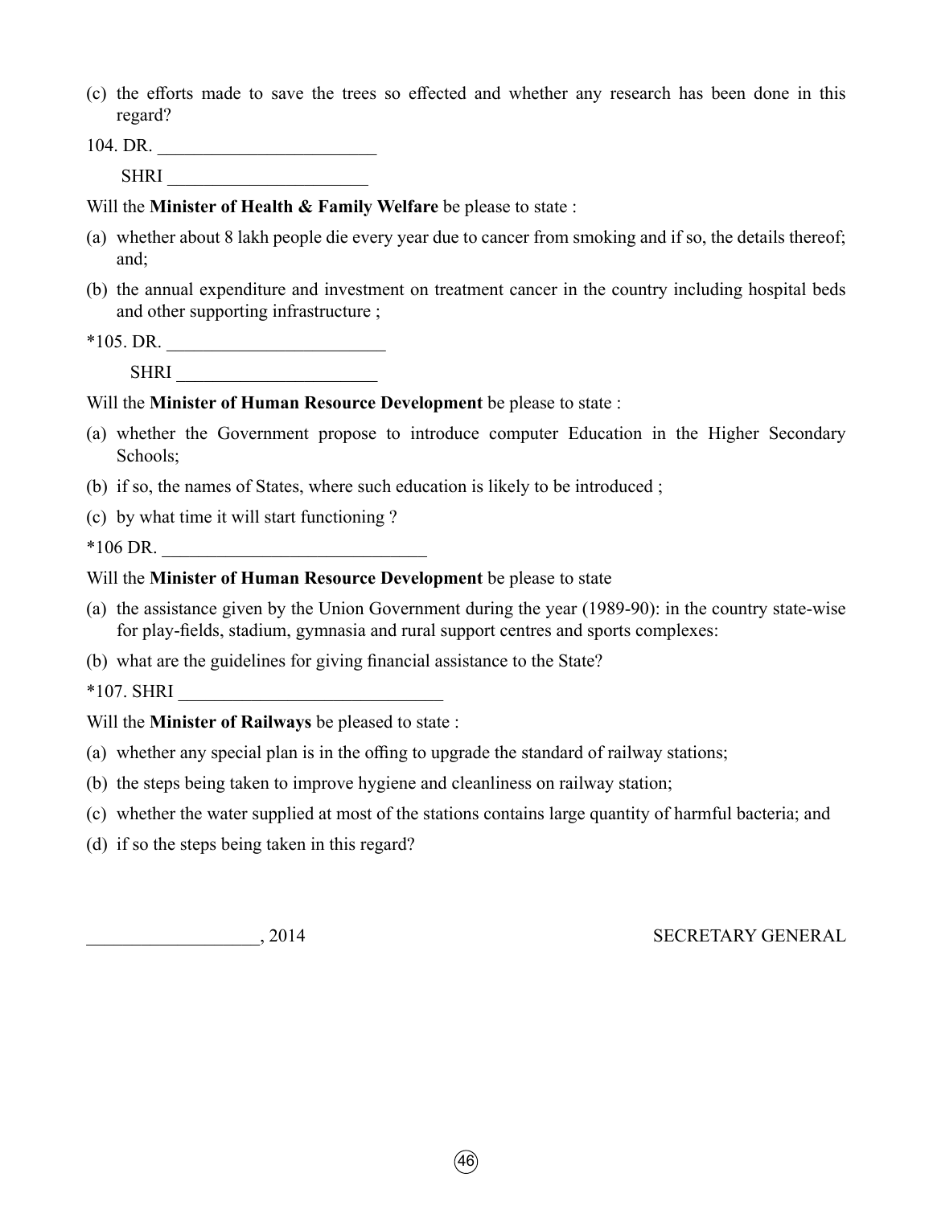(c) the efforts made to save the trees so effected and whether any research has been done in this regard?

104. DR. ________________________

SHRI _____________________

Will the **Minister of Health & Family Welfare** be please to state :

(a) whether about 8 lakh people die every year due to cancer from smoking and if so, the details thereof; and;

(b) the annual expenditure and investment on treatment cancer in the country including hospital beds and other supporting infrastructure ;

*105. DR. ________________________

SHRI _____________________

Will the **Minister of Human Resource Development** be please to state :

(a) whether the Government propose to introduce computer Education in the Higher Secondary Schools;

(b) if so, the names of States, where such education is likely to be introduced ;

(c) by what time it will start functioning ?

*106 DR. _____________________________

Will the **Minister of Human Resource Development** be please to state

(a) the assistance given by the Union Government during the year (1989-90): in the country state-wise for play-fields, stadium, gymnasia and rural support centres and sports complexes:

(b) what are the guidelines for giving financial assistance to the State?

*107. SHRI _____________________________

Will the **Minister of Railways** be pleased to state :

(a) whether any special plan is in the offing to upgrade the standard of railway stations;

(b) the steps being taken to improve hygiene and cleanliness on railway station;

(c) whether the water supplied at most of the stations contains large quantity of harmful bacteria; and

(d) if so the steps being taken in this regard?

__________________, 2014 SECRETARY GENERAL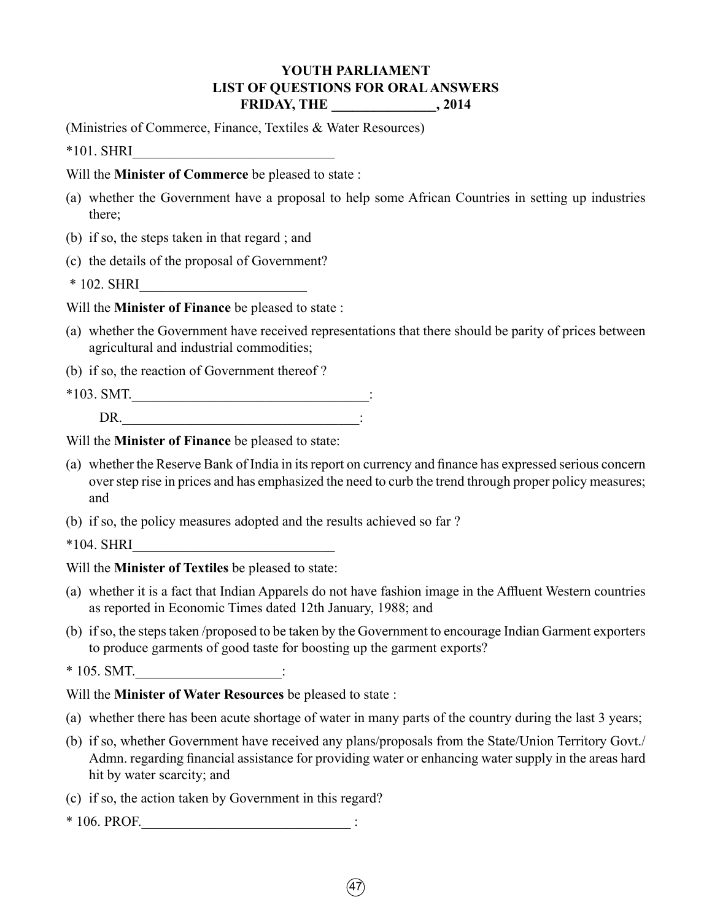# YOUTH PARLIAMENT
## LIST OF QUESTIONS FOR ORAL ANSWERS
### FRIDAY, THE _______________, 2014

(Ministries of Commerce, Finance, Textiles & Water Resources)

*101. SHRI_____________________________

Will the **Minister of Commerce** be pleased to state :

(a) whether the Government have a proposal to help some African Countries in setting up industries there;

(b) if so, the steps taken in that regard ; and

(c) the details of the proposal of Government?

* 102. SHRI________________________

Will the **Minister of Finance** be pleased to state :

(a) whether the Government have received representations that there should be parity of prices between agricultural and industrial commodities;

(b) if so, the reaction of Government thereof ?

*103. SMT.__________________________________:

DR.__________________________________:

Will the **Minister of Finance** be pleased to state:

(a) whether the Reserve Bank of India in its report on currency and finance has expressed serious concern over step rise in prices and has emphasized the need to curb the trend through proper policy measures; and

(b) if so, the policy measures adopted and the results achieved so far ?

*104. SHRI_____________________________

Will the **Minister of Textiles** be pleased to state:

(a) whether it is a fact that Indian Apparels do not have fashion image in the Affluent Western countries as reported in Economic Times dated 12th January, 1988; and

(b) if so, the steps taken /proposed to be taken by the Government to encourage Indian Garment exporters to produce garments of good taste for boosting up the garment exports?

* 105. SMT._____________________:

Will the **Minister of Water Resources** be pleased to state :

(a) whether there has been acute shortage of water in many parts of the country during the last 3 years;

(b) if so, whether Government have received any plans/proposals from the State/Union Territory Govt./ Admn. regarding financial assistance for providing water or enhancing water supply in the areas hard hit by water scarcity; and

(c) if so, the action taken by Government in this regard?

* 106. PROF.______________________________ :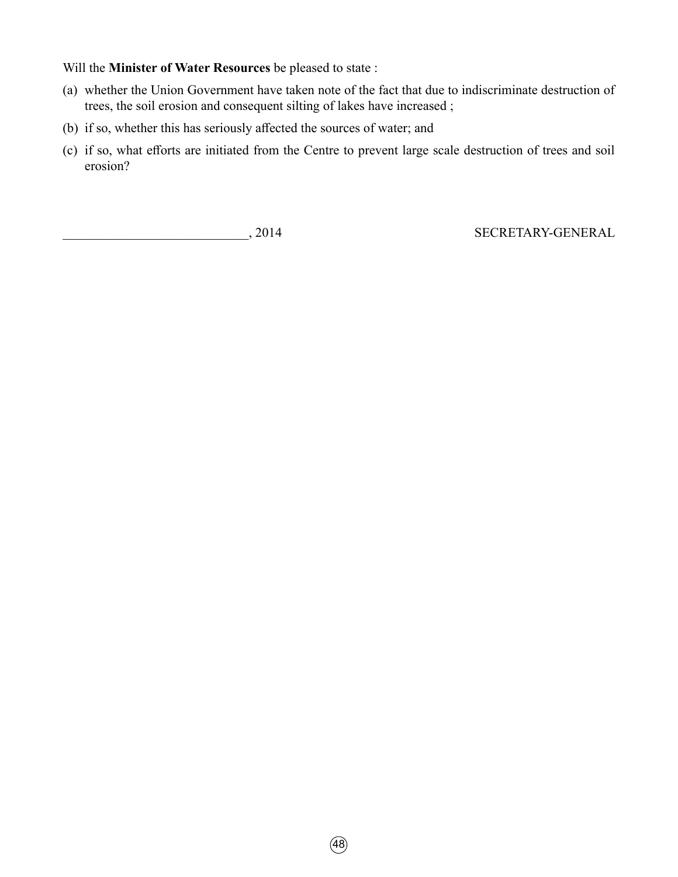Will the **Minister of Water Resources** be pleased to state :

(a) whether the Union Government have taken note of the fact that due to indiscriminate destruction of trees, the soil erosion and consequent silting of lakes have increased ;

(b) if so, whether this has seriously affected the sources of water; and

(c) if so, what efforts are initiated from the Centre to prevent large scale destruction of trees and soil erosion?

____________________________, 2014 SECRETARY-GENERAL